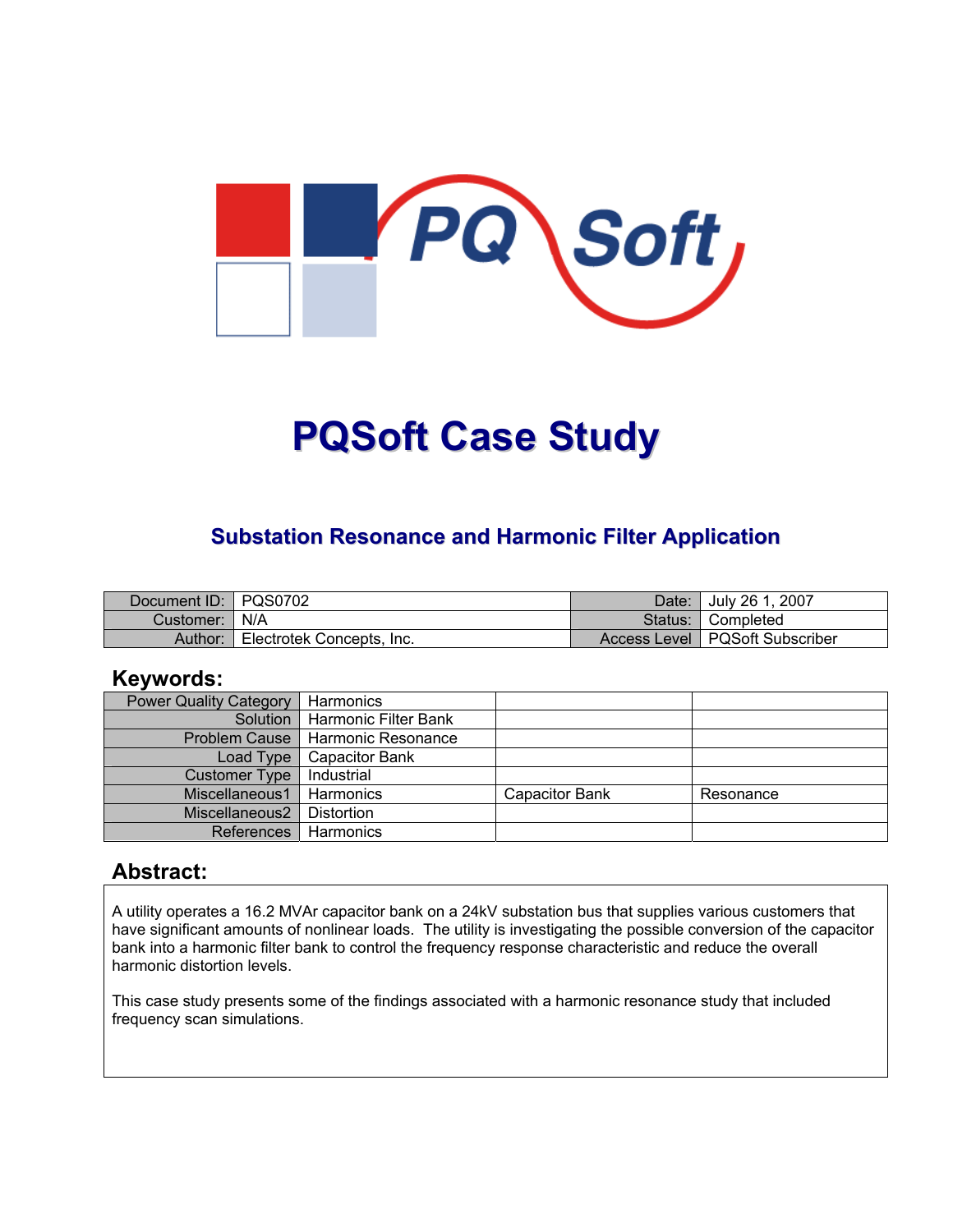# PQSoft Case Study

## Substation Resonance and Harmonic Filter Application

| | | | |
|---|---|---|---|
| Document ID: | PQS0702 | Date: | July 26 1, 2007 |
| Customer: | N/A | Status: | Completed |
| Author: | Electrotek Concepts, Inc. | Access Level | PQSoft Subscriber |

## Keywords:

| | | | |
|---|---|---|---|
| Power Quality Category | Harmonics | | |
| Solution | Harmonic Filter Bank | | |
| Problem Cause | Harmonic Resonance | | |
| Load Type | Capacitor Bank | | |
| Customer Type | Industrial | | |
| Miscellaneous1 | Harmonics | Capacitor Bank | Resonance |
| Miscellaneous2 | Distortion | | |
| References | Harmonics | | |

## Abstract:

A utility operates a 16.2 MVAr capacitor bank on a 24kV substation bus that supplies various customers that have significant amounts of nonlinear loads. The utility is investigating the possible conversion of the capacitor bank into a harmonic filter bank to control the frequency response characteristic and reduce the overall harmonic distortion levels.

This case study presents some of the findings associated with a harmonic resonance study that included frequency scan simulations.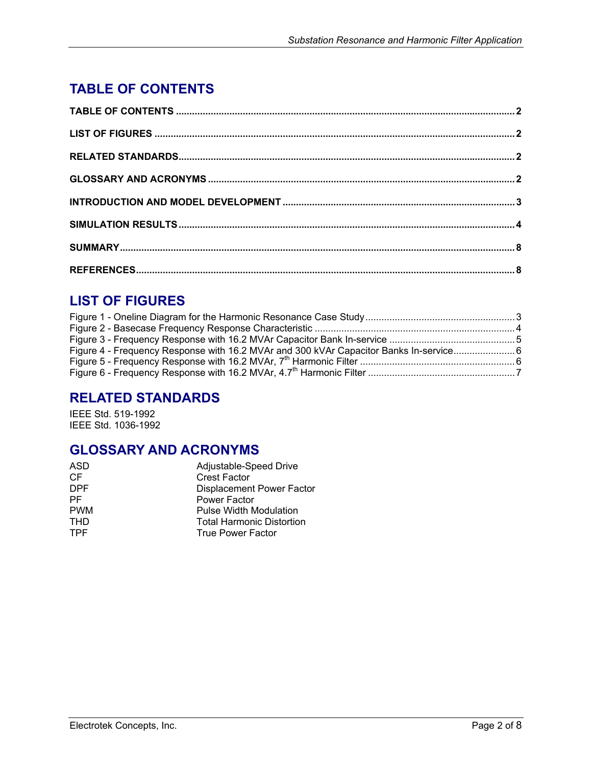# TABLE OF CONTENTS

**TABLE OF CONTENTS** .................................................................................................................. **2**

**LIST OF FIGURES** ...................................................................................................................... **2**

**RELATED STANDARDS** ............................................................................................................. **2**

**GLOSSARY AND ACRONYMS** ................................................................................................... **2**

**INTRODUCTION AND MODEL DEVELOPMENT** ...................................................................... **3**

**SIMULATION RESULTS** ............................................................................................................. **4**

**SUMMARY** .................................................................................................................................. **8**

**REFERENCES** ............................................................................................................................. **8**

# LIST OF FIGURES

Figure 1 - Oneline Diagram for the Harmonic Resonance Case Study ........................................................ 3
Figure 2 - Basecase Frequency Response Characteristic .......................................................................... 4
Figure 3 - Frequency Response with 16.2 MVAr Capacitor Bank In-service ............................................... 5
Figure 4 - Frequency Response with 16.2 MVAr and 300 kVAr Capacitor Banks In-service ....................... 6
Figure 5 - Frequency Response with 16.2 MVAr, 7th Harmonic Filter .......................................................... 6
Figure 6 - Frequency Response with 16.2 MVAr, 4.7th Harmonic Filter ....................................................... 7

# RELATED STANDARDS

IEEE Std. 519-1992
IEEE Std. 1036-1992

# GLOSSARY AND ACRONYMS

| | |
|---|---|
| ASD | Adjustable-Speed Drive |
| CF | Crest Factor |
| DPF | Displacement Power Factor |
| PF | Power Factor |
| PWM | Pulse Width Modulation |
| THD | Total Harmonic Distortion |
| TPF | True Power Factor |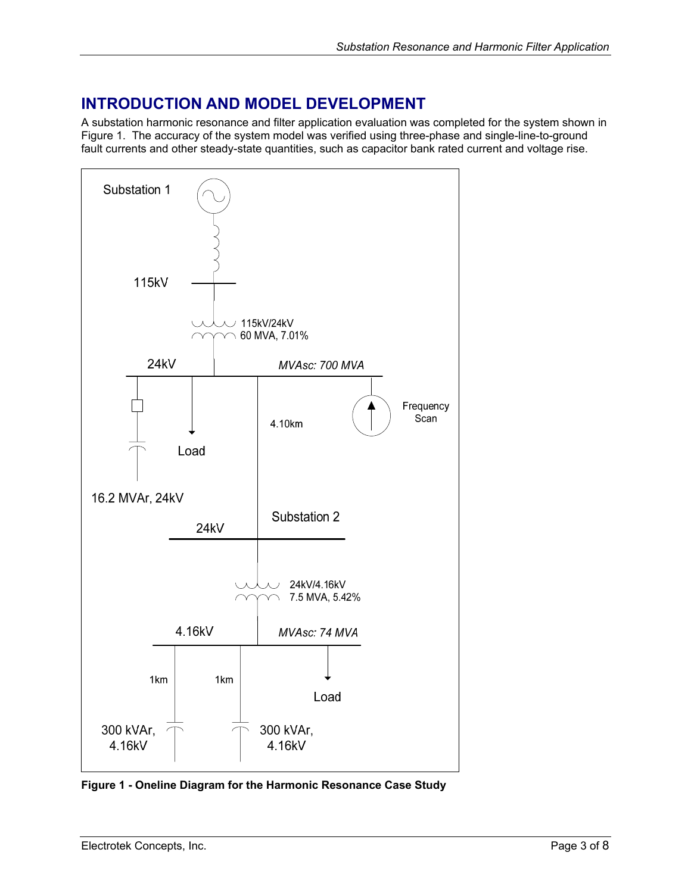## INTRODUCTION AND MODEL DEVELOPMENT

A substation harmonic resonance and filter application evaluation was completed for the system shown in Figure 1. The accuracy of the system model was verified using three-phase and single-line-to-ground fault currents and other steady-state quantities, such as capacitor bank rated current and voltage rise.

Substation 1

115kV

115kV/24kV
60 MVA, 7.01%

24kV

*MVAsc: 700 MVA*

Frequency
Scan

Load

4.10km

16.2 MVAr, 24kV

Substation 2

24kV

24kV/4.16kV
7.5 MVA, 5.42%

4.16kV

*MVAsc: 74 MVA*

1km

1km

Load

300 kVAr,
4.16kV

300 kVAr,
4.16kV

**Figure 1 - Oneline Diagram for the Harmonic Resonance Case Study**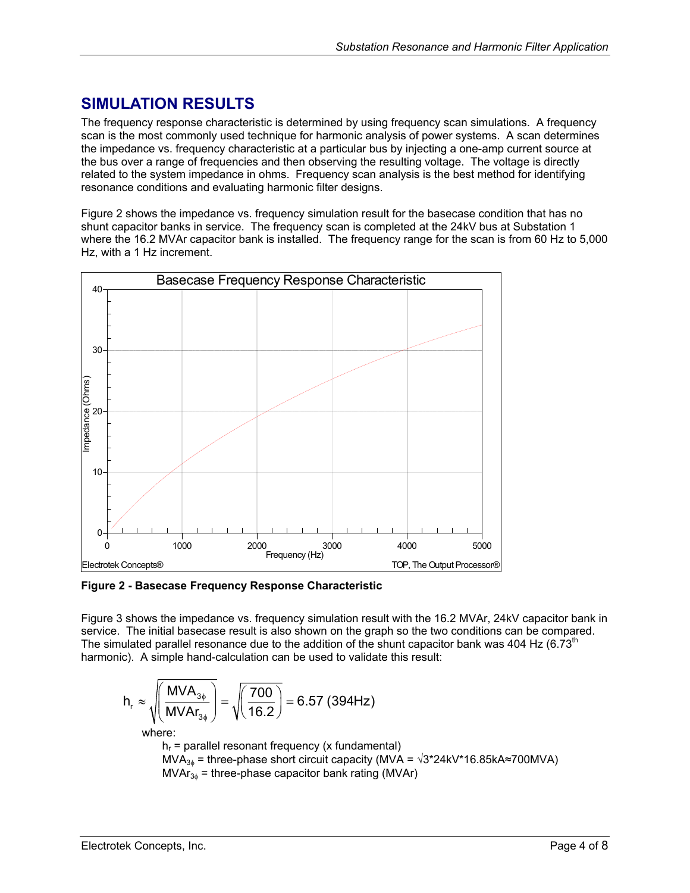## SIMULATION RESULTS

The frequency response characteristic is determined by using frequency scan simulations. A frequency scan is the most commonly used technique for harmonic analysis of power systems. A scan determines the impedance vs. frequency characteristic at a particular bus by injecting a one-amp current source at the bus over a range of frequencies and then observing the resulting voltage. The voltage is directly related to the system impedance in ohms. Frequency scan analysis is the best method for identifying resonance conditions and evaluating harmonic filter designs.

Figure 2 shows the impedance vs. frequency simulation result for the basecase condition that has no shunt capacitor banks in service. The frequency scan is completed at the 24kV bus at Substation 1 where the 16.2 MVAr capacitor bank is installed. The frequency range for the scan is from 60 Hz to 5,000 Hz, with a 1 Hz increment.

Basecase Frequency Response Characteristic

Impedance (Ohms)

0
10
20
30
40

0
1000
2000
3000
4000
5000

Frequency (Hz)

Electrotek Concepts®

TOP, The Output Processor®

**Figure 2 - Basecase Frequency Response Characteristic**

Figure 3 shows the impedance vs. frequency simulation result with the 16.2 MVAr, 24kV capacitor bank in service. The initial basecase result is also shown on the graph so the two conditions can be compared. The simulated parallel resonance due to the addition of the shunt capacitor bank was 404 Hz (6.73th harmonic). A simple hand-calculation can be used to validate this result:

$$h_r \approx \sqrt{\left(\frac{MVA_{3\phi}}{MVAr_{3\phi}}\right)} = \sqrt{\left(\frac{700}{16.2}\right)} = 6.57\ (394\text{Hz})$$

where:

$h_r$ = parallel resonant frequency (x fundamental)

$MVA_{3\phi}$ = three-phase short circuit capacity (MVA = $\sqrt{3}$*24kV*16.85kA≈700MVA)

$MVAr_{3\phi}$ = three-phase capacitor bank rating (MVAr)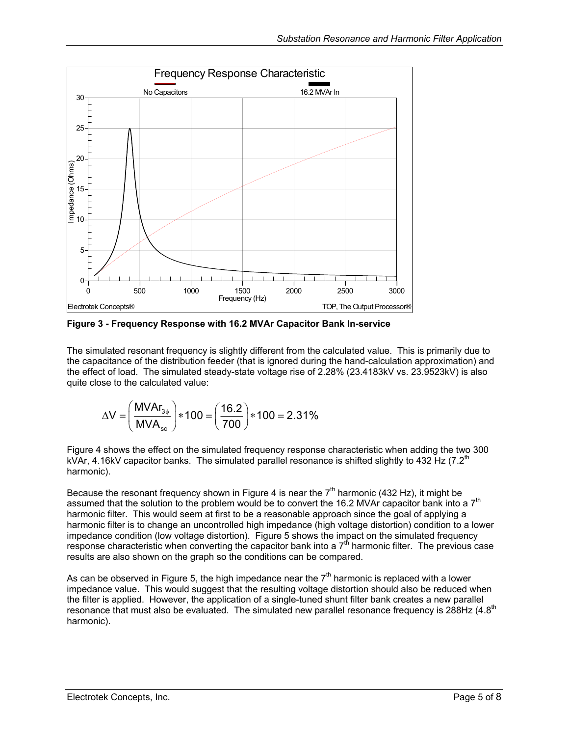Frequency Response Characteristic

No Capacitors

16.2 MVAr In

Impedance (Ohms)

30
25
20
15
10
5
0

0
500
1000
1500
2000
2500
3000

Frequency (Hz)

Electrotek Concepts®

TOP, The Output Processor®

**Figure 3 - Frequency Response with 16.2 MVAr Capacitor Bank In-service**

The simulated resonant frequency is slightly different from the calculated value. This is primarily due to the capacitance of the distribution feeder (that is ignored during the hand-calculation approximation) and the effect of load. The simulated steady-state voltage rise of 2.28% (23.4183kV vs. 23.9523kV) is also quite close to the calculated value:

$$\Delta V = \left( \frac{MVAr_{3\phi}}{MVA_{sc}} \right) * 100 = \left( \frac{16.2}{700} \right) * 100 = 2.31\%$$

Figure 4 shows the effect on the simulated frequency response characteristic when adding the two 300 kVAr, 4.16kV capacitor banks. The simulated parallel resonance is shifted slightly to 432 Hz (7.2$^{th}$ harmonic).

Because the resonant frequency shown in Figure 4 is near the 7$^{th}$ harmonic (432 Hz), it might be assumed that the solution to the problem would be to convert the 16.2 MVAr capacitor bank into a 7$^{th}$ harmonic filter. This would seem at first to be a reasonable approach since the goal of applying a harmonic filter is to change an uncontrolled high impedance (high voltage distortion) condition to a lower impedance condition (low voltage distortion). Figure 5 shows the impact on the simulated frequency response characteristic when converting the capacitor bank into a 7$^{th}$ harmonic filter. The previous case results are also shown on the graph so the conditions can be compared.

As can be observed in Figure 5, the high impedance near the 7$^{th}$ harmonic is replaced with a lower impedance value. This would suggest that the resulting voltage distortion should also be reduced when the filter is applied. However, the application of a single-tuned shunt filter bank creates a new parallel resonance that must also be evaluated. The simulated new parallel resonance frequency is 288Hz (4.8$^{th}$ harmonic).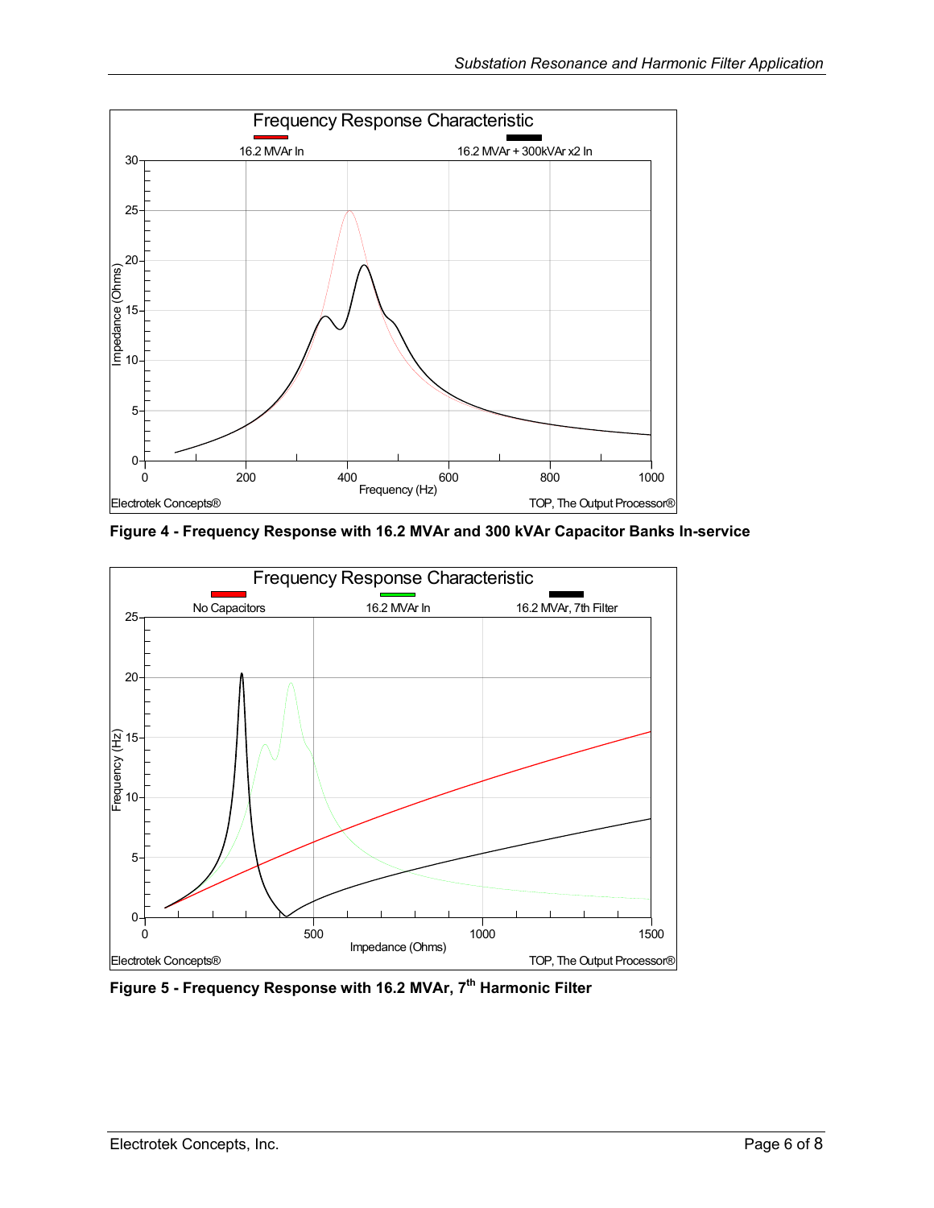Frequency Response Characteristic

16.2 MVAr In

16.2 MVAr + 300kVAr x2 In

Impedance (Ohms)

30
25
20
15
10
5
0

0
200
400
600
800
1000

Frequency (Hz)

Electrotek Concepts®

TOP, The Output Processor®

**Figure 4 - Frequency Response with 16.2 MVAr and 300 kVAr Capacitor Banks In-service**

Frequency Response Characteristic

No Capacitors

16.2 MVAr In

16.2 MVAr, 7th Filter

Frequency (Hz)

25
20
15
10
5
0

0
500
1000
1500

Impedance (Ohms)

Electrotek Concepts®

TOP, The Output Processor®

**Figure 5 - Frequency Response with 16.2 MVAr, 7th Harmonic Filter**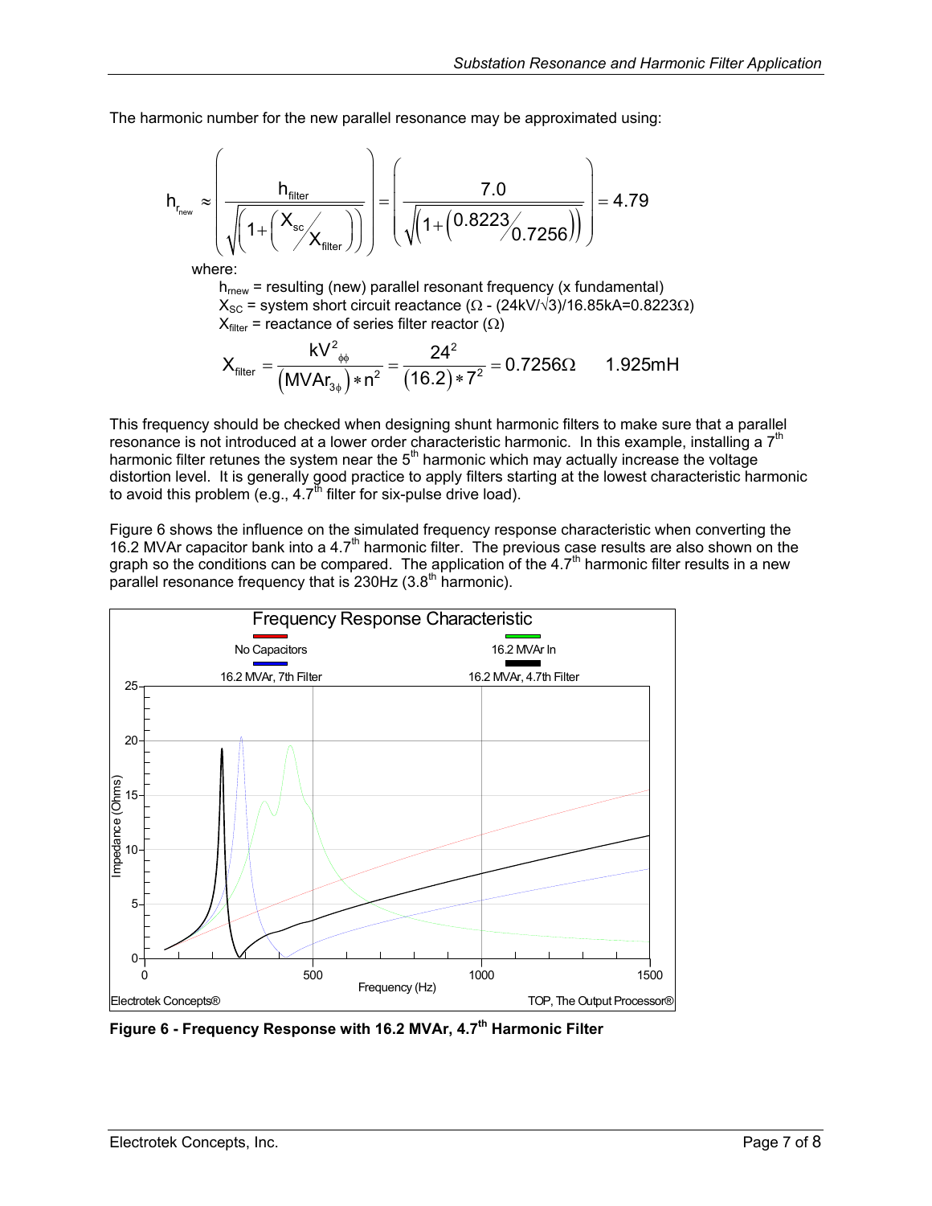The harmonic number for the new parallel resonance may be approximated using:

$$h_{r_{new}} \approx \left( \frac{h_{filter}}{\sqrt{\left(1+\left(X_{sc}/X_{filter}\right)\right)}} \right) = \left( \frac{7.0}{\sqrt{\left(1+\left(0.8223/0.7256\right)\right)}} \right) = 4.79$$

where:

$h_{rnew}$ = resulting (new) parallel resonant frequency (x fundamental)

$X_{SC}$ = system short circuit reactance (Ω - (24kV/√3)/16.85kA=0.8223Ω)

$X_{filter}$ = reactance of series filter reactor (Ω)

$$X_{filter} = \frac{kV^2_{\phi\phi}}{\left(MVAr_{3\phi}\right) * n^2} = \frac{24^2}{(16.2)*7^2} = 0.7256\Omega \qquad 1.925mH$$

This frequency should be checked when designing shunt harmonic filters to make sure that a parallel resonance is not introduced at a lower order characteristic harmonic. In this example, installing a 7th harmonic filter retunes the system near the 5th harmonic which may actually increase the voltage distortion level. It is generally good practice to apply filters starting at the lowest characteristic harmonic to avoid this problem (e.g., 4.7th filter for six-pulse drive load).

Figure 6 shows the influence on the simulated frequency response characteristic when converting the 16.2 MVAr capacitor bank into a 4.7th harmonic filter. The previous case results are also shown on the graph so the conditions can be compared. The application of the 4.7th harmonic filter results in a new parallel resonance frequency that is 230Hz (3.8th harmonic).

Frequency Response Characteristic

No Capacitors

16.2 MVAr In

16.2 MVAr, 7th Filter

16.2 MVAr, 4.7th Filter

Impedance (Ohms)

0

5

10

15

20

25

Frequency (Hz)

0

500

1000

1500

Electrotek Concepts®

TOP, The Output Processor®

**Figure 6 - Frequency Response with 16.2 MVAr, 4.7th Harmonic Filter**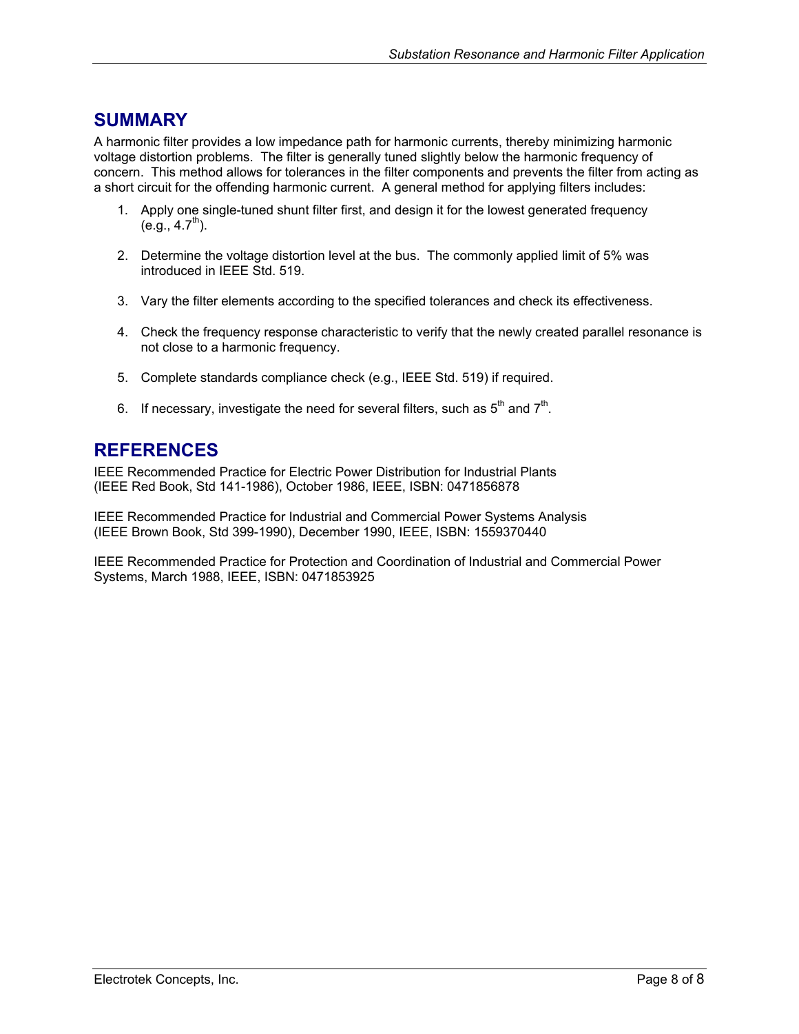## SUMMARY

A harmonic filter provides a low impedance path for harmonic currents, thereby minimizing harmonic voltage distortion problems. The filter is generally tuned slightly below the harmonic frequency of concern. This method allows for tolerances in the filter components and prevents the filter from acting as a short circuit for the offending harmonic current. A general method for applying filters includes:

1. Apply one single-tuned shunt filter first, and design it for the lowest generated frequency (e.g., $4.7^{th}$).
2. Determine the voltage distortion level at the bus. The commonly applied limit of 5% was introduced in IEEE Std. 519.
3. Vary the filter elements according to the specified tolerances and check its effectiveness.
4. Check the frequency response characteristic to verify that the newly created parallel resonance is not close to a harmonic frequency.
5. Complete standards compliance check (e.g., IEEE Std. 519) if required.
6. If necessary, investigate the need for several filters, such as $5^{th}$ and $7^{th}$.

## REFERENCES

IEEE Recommended Practice for Electric Power Distribution for Industrial Plants (IEEE Red Book, Std 141-1986), October 1986, IEEE, ISBN: 0471856878

IEEE Recommended Practice for Industrial and Commercial Power Systems Analysis (IEEE Brown Book, Std 399-1990), December 1990, IEEE, ISBN: 1559370440

IEEE Recommended Practice for Protection and Coordination of Industrial and Commercial Power Systems, March 1988, IEEE, ISBN: 0471853925